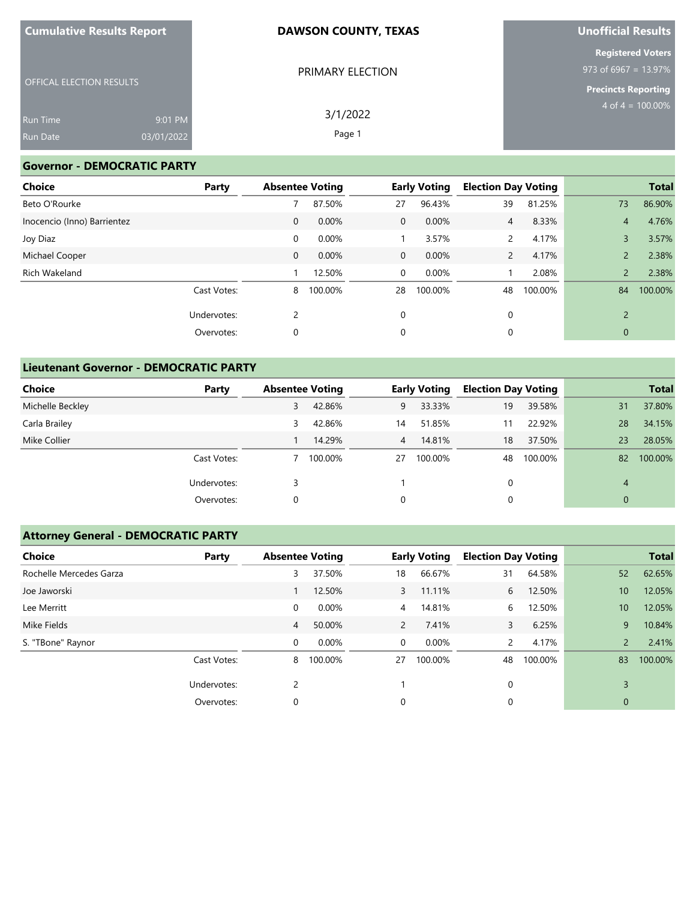Cumulative Results Report

OFFICAL ELECTION RESULTS

Run Time 9:01 PM
Run Date 03/01/2022

# DAWSON COUNTY, TEXAS

PRIMARY ELECTION

3/1/2022

Unofficial Results

Registered Voters
973 of 6967 = 13.97%

Precincts Reporting
4 of 4 = 100.00%

## Governor - DEMOCRATIC PARTY

| Choice | Party | Absentee Voting | | Early Voting | | Election Day Voting | | Total | |
|---|---|---|---|---|---|---|---|---|---|
| Beto O'Rourke | | 7 | 87.50% | 27 | 96.43% | 39 | 81.25% | 73 | 86.90% |
| Inocencio (Inno) Barrientez | | 0 | 0.00% | 0 | 0.00% | 4 | 8.33% | 4 | 4.76% |
| Joy Diaz | | 0 | 0.00% | 1 | 3.57% | 2 | 4.17% | 3 | 3.57% |
| Michael Cooper | | 0 | 0.00% | 0 | 0.00% | 2 | 4.17% | 2 | 2.38% |
| Rich Wakeland | | 1 | 12.50% | 0 | 0.00% | 1 | 2.08% | 2 | 2.38% |
| | Cast Votes: | 8 | 100.00% | 28 | 100.00% | 48 | 100.00% | 84 | 100.00% |
| | Undervotes: | 2 | | 0 | | 0 | | 2 | |
| | Overvotes: | 0 | | 0 | | 0 | | 0 | |

## Lieutenant Governor - DEMOCRATIC PARTY

| Choice | Party | Absentee Voting | | Early Voting | | Election Day Voting | | Total | |
|---|---|---|---|---|---|---|---|---|---|
| Michelle Beckley | | 3 | 42.86% | 9 | 33.33% | 19 | 39.58% | 31 | 37.80% |
| Carla Brailey | | 3 | 42.86% | 14 | 51.85% | 11 | 22.92% | 28 | 34.15% |
| Mike Collier | | 1 | 14.29% | 4 | 14.81% | 18 | 37.50% | 23 | 28.05% |
| | Cast Votes: | 7 | 100.00% | 27 | 100.00% | 48 | 100.00% | 82 | 100.00% |
| | Undervotes: | 3 | | 1 | | 0 | | 4 | |
| | Overvotes: | 0 | | 0 | | 0 | | 0 | |

## Attorney General - DEMOCRATIC PARTY

| Choice | Party | Absentee Voting | | Early Voting | | Election Day Voting | | Total | |
|---|---|---|---|---|---|---|---|---|---|
| Rochelle Mercedes Garza | | 3 | 37.50% | 18 | 66.67% | 31 | 64.58% | 52 | 62.65% |
| Joe Jaworski | | 1 | 12.50% | 3 | 11.11% | 6 | 12.50% | 10 | 12.05% |
| Lee Merritt | | 0 | 0.00% | 4 | 14.81% | 6 | 12.50% | 10 | 12.05% |
| Mike Fields | | 4 | 50.00% | 2 | 7.41% | 3 | 6.25% | 9 | 10.84% |
| S. "TBone" Raynor | | 0 | 0.00% | 0 | 0.00% | 2 | 4.17% | 2 | 2.41% |
| | Cast Votes: | 8 | 100.00% | 27 | 100.00% | 48 | 100.00% | 83 | 100.00% |
| | Undervotes: | 2 | | 1 | | 0 | | 3 | |
| | Overvotes: | 0 | | 0 | | 0 | | 0 | |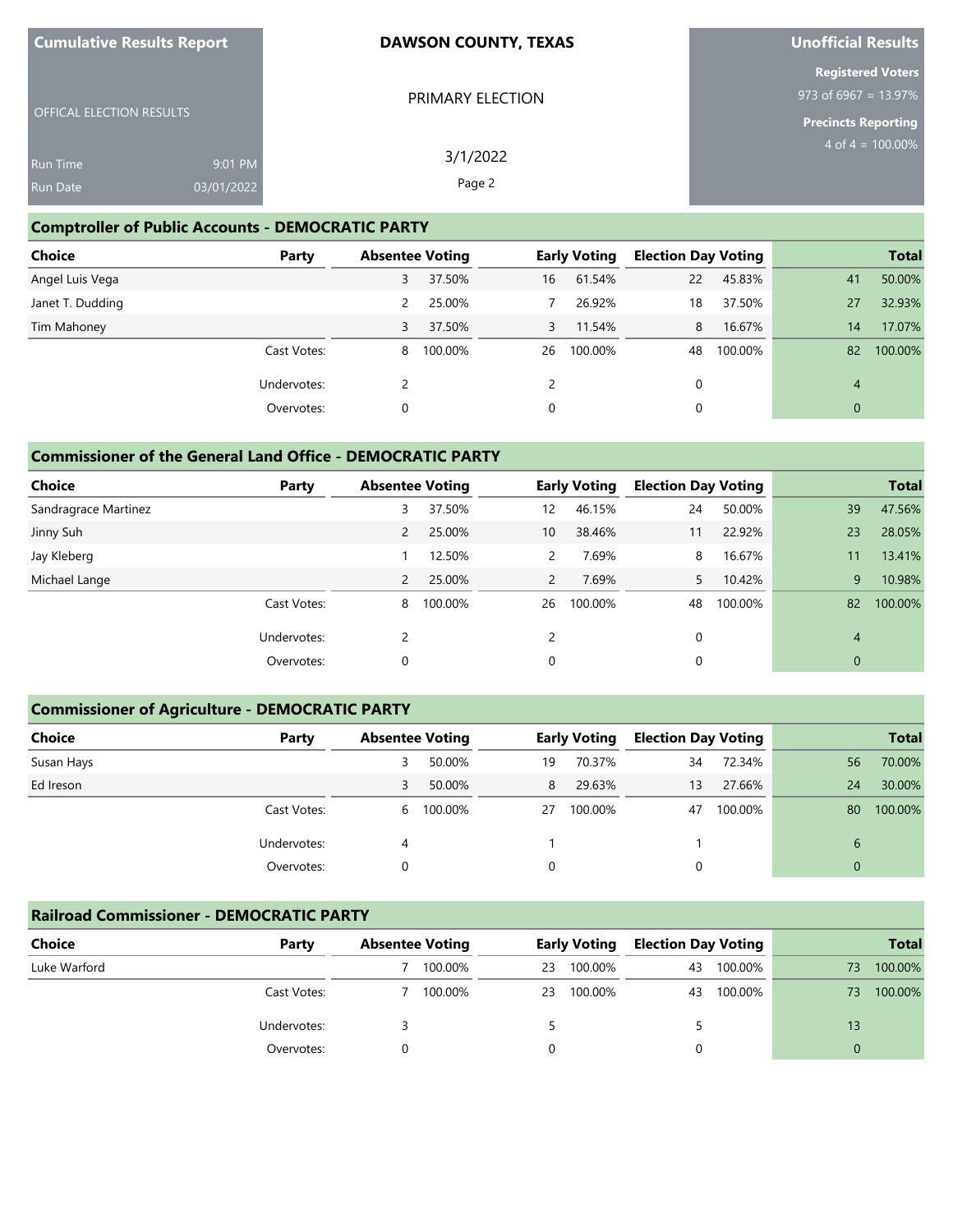**Cumulative Results Report**

OFFICAL ELECTION RESULTS

Run Time 9:01 PM
Run Date 03/01/2022

**DAWSON COUNTY, TEXAS**

PRIMARY ELECTION

3/1/2022

**Unofficial Results**

**Registered Voters**
973 of 6967 = 13.97%

**Precincts Reporting**
4 of 4 = 100.00%

## Comptroller of Public Accounts - DEMOCRATIC PARTY

| Choice | Party | Absentee Voting | | Early Voting | | Election Day Voting | | Total | |
|---|---|---|---|---|---|---|---|---|---|
| Angel Luis Vega | | 3 | 37.50% | 16 | 61.54% | 22 | 45.83% | 41 | 50.00% |
| Janet T. Dudding | | 2 | 25.00% | 7 | 26.92% | 18 | 37.50% | 27 | 32.93% |
| Tim Mahoney | | 3 | 37.50% | 3 | 11.54% | 8 | 16.67% | 14 | 17.07% |
| | Cast Votes: | 8 | 100.00% | 26 | 100.00% | 48 | 100.00% | 82 | 100.00% |
| | Undervotes: | 2 | | 2 | | 0 | | 4 | |
| | Overvotes: | 0 | | 0 | | 0 | | 0 | |

## Commissioner of the General Land Office - DEMOCRATIC PARTY

| Choice | Party | Absentee Voting | | Early Voting | | Election Day Voting | | Total | |
|---|---|---|---|---|---|---|---|---|---|
| Sandragrace Martinez | | 3 | 37.50% | 12 | 46.15% | 24 | 50.00% | 39 | 47.56% |
| Jinny Suh | | 2 | 25.00% | 10 | 38.46% | 11 | 22.92% | 23 | 28.05% |
| Jay Kleberg | | 1 | 12.50% | 2 | 7.69% | 8 | 16.67% | 11 | 13.41% |
| Michael Lange | | 2 | 25.00% | 2 | 7.69% | 5 | 10.42% | 9 | 10.98% |
| | Cast Votes: | 8 | 100.00% | 26 | 100.00% | 48 | 100.00% | 82 | 100.00% |
| | Undervotes: | 2 | | 2 | | 0 | | 4 | |
| | Overvotes: | 0 | | 0 | | 0 | | 0 | |

## Commissioner of Agriculture - DEMOCRATIC PARTY

| Choice | Party | Absentee Voting | | Early Voting | | Election Day Voting | | Total | |
|---|---|---|---|---|---|---|---|---|---|
| Susan Hays | | 3 | 50.00% | 19 | 70.37% | 34 | 72.34% | 56 | 70.00% |
| Ed Ireson | | 3 | 50.00% | 8 | 29.63% | 13 | 27.66% | 24 | 30.00% |
| | Cast Votes: | 6 | 100.00% | 27 | 100.00% | 47 | 100.00% | 80 | 100.00% |
| | Undervotes: | 4 | | 1 | | 1 | | 6 | |
| | Overvotes: | 0 | | 0 | | 0 | | 0 | |

## Railroad Commissioner - DEMOCRATIC PARTY

| Choice | Party | Absentee Voting | | Early Voting | | Election Day Voting | | Total | |
|---|---|---|---|---|---|---|---|---|---|
| Luke Warford | | 7 | 100.00% | 23 | 100.00% | 43 | 100.00% | 73 | 100.00% |
| | Cast Votes: | 7 | 100.00% | 23 | 100.00% | 43 | 100.00% | 73 | 100.00% |
| | Undervotes: | 3 | | 5 | | 5 | | 13 | |
| | Overvotes: | 0 | | 0 | | 0 | | 0 | |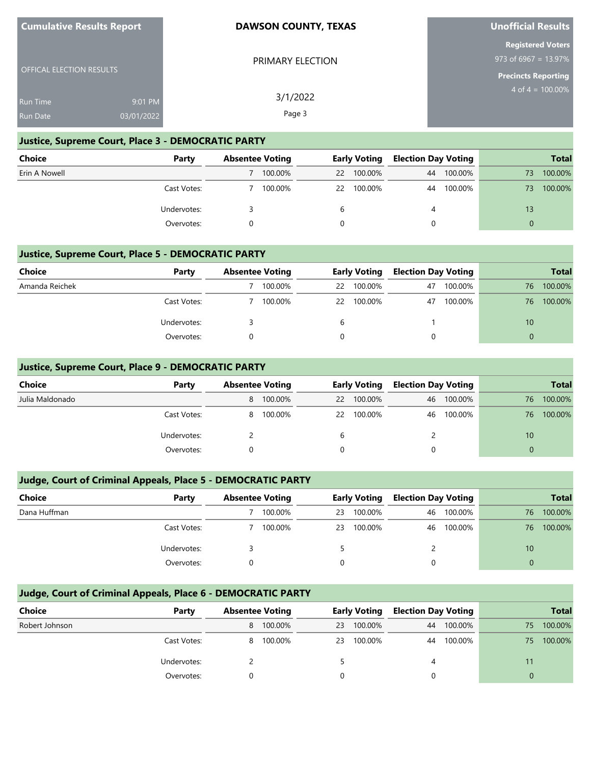Cumulative Results Report

OFFICAL ELECTION RESULTS

Run Time 9:01 PM
Run Date 03/01/2022

**DAWSON COUNTY, TEXAS**

PRIMARY ELECTION

3/1/2022

**Unofficial Results**

**Registered Voters**
973 of 6967 = 13.97%

**Precincts Reporting**
4 of 4 = 100.00%

## Justice, Supreme Court, Place 3 - DEMOCRATIC PARTY

| Choice | Party | Absentee Voting | | Early Voting | | Election Day Voting | | Total | |
|---|---|---|---|---|---|---|---|---|---|
| Erin A Nowell | | 7 | 100.00% | 22 | 100.00% | 44 | 100.00% | 73 | 100.00% |
| | Cast Votes: | 7 | 100.00% | 22 | 100.00% | 44 | 100.00% | 73 | 100.00% |
| | Undervotes: | 3 | | 6 | | 4 | | 13 | |
| | Overvotes: | 0 | | 0 | | 0 | | 0 | |

## Justice, Supreme Court, Place 5 - DEMOCRATIC PARTY

| Choice | Party | Absentee Voting | | Early Voting | | Election Day Voting | | Total | |
|---|---|---|---|---|---|---|---|---|---|
| Amanda Reichek | | 7 | 100.00% | 22 | 100.00% | 47 | 100.00% | 76 | 100.00% |
| | Cast Votes: | 7 | 100.00% | 22 | 100.00% | 47 | 100.00% | 76 | 100.00% |
| | Undervotes: | 3 | | 6 | | 1 | | 10 | |
| | Overvotes: | 0 | | 0 | | 0 | | 0 | |

## Justice, Supreme Court, Place 9 - DEMOCRATIC PARTY

| Choice | Party | Absentee Voting | | Early Voting | | Election Day Voting | | Total | |
|---|---|---|---|---|---|---|---|---|---|
| Julia Maldonado | | 8 | 100.00% | 22 | 100.00% | 46 | 100.00% | 76 | 100.00% |
| | Cast Votes: | 8 | 100.00% | 22 | 100.00% | 46 | 100.00% | 76 | 100.00% |
| | Undervotes: | 2 | | 6 | | 2 | | 10 | |
| | Overvotes: | 0 | | 0 | | 0 | | 0 | |

## Judge, Court of Criminal Appeals, Place 5 - DEMOCRATIC PARTY

| Choice | Party | Absentee Voting | | Early Voting | | Election Day Voting | | Total | |
|---|---|---|---|---|---|---|---|---|---|
| Dana Huffman | | 7 | 100.00% | 23 | 100.00% | 46 | 100.00% | 76 | 100.00% |
| | Cast Votes: | 7 | 100.00% | 23 | 100.00% | 46 | 100.00% | 76 | 100.00% |
| | Undervotes: | 3 | | 5 | | 2 | | 10 | |
| | Overvotes: | 0 | | 0 | | 0 | | 0 | |

## Judge, Court of Criminal Appeals, Place 6 - DEMOCRATIC PARTY

| Choice | Party | Absentee Voting | | Early Voting | | Election Day Voting | | Total | |
|---|---|---|---|---|---|---|---|---|---|
| Robert Johnson | | 8 | 100.00% | 23 | 100.00% | 44 | 100.00% | 75 | 100.00% |
| | Cast Votes: | 8 | 100.00% | 23 | 100.00% | 44 | 100.00% | 75 | 100.00% |
| | Undervotes: | 2 | | 5 | | 4 | | 11 | |
| | Overvotes: | 0 | | 0 | | 0 | | 0 | |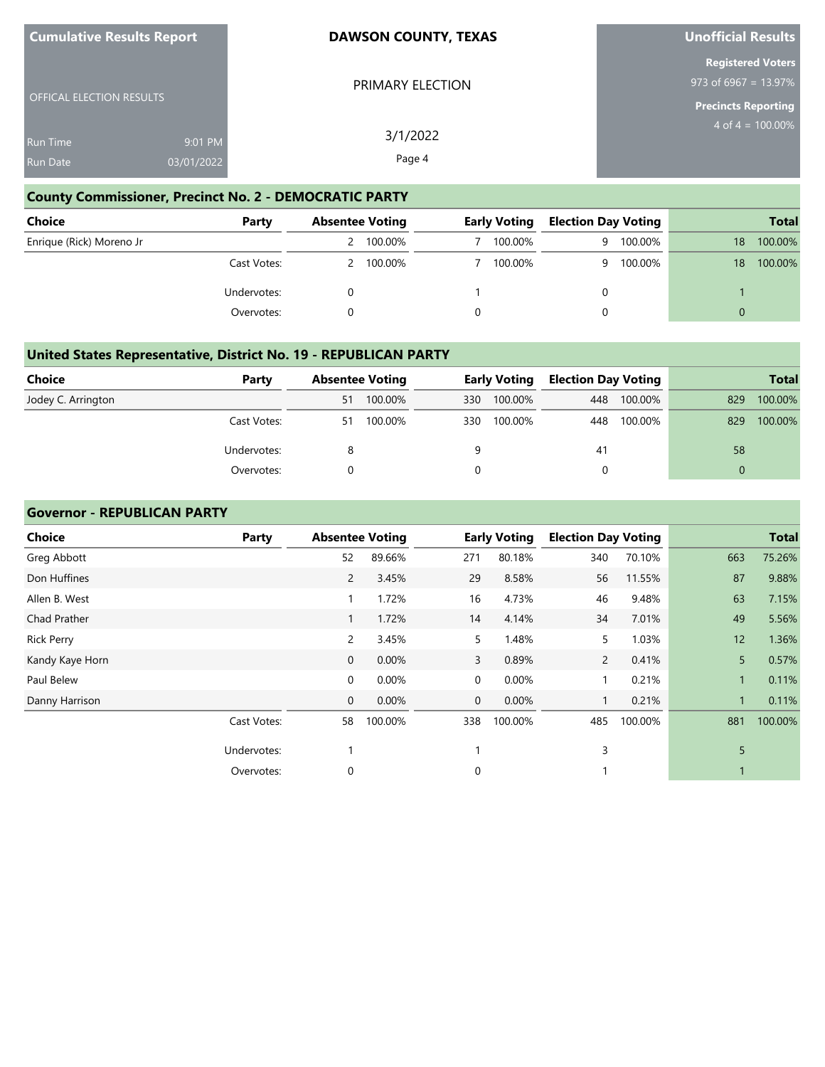**Cumulative Results Report**

OFFICAL ELECTION RESULTS

Run Time 9:01 PM
Run Date 03/01/2022

**DAWSON COUNTY, TEXAS**

PRIMARY ELECTION

3/1/2022

**Unofficial Results**

**Registered Voters**
973 of 6967 = 13.97%

**Precincts Reporting**
4 of 4 = 100.00%

## County Commissioner, Precinct No. 2 - DEMOCRATIC PARTY

| Choice | Party | Absentee Voting | | Early Voting | | Election Day Voting | | Total | |
|---|---|---|---|---|---|---|---|---|---|
| Enrique (Rick) Moreno Jr | | 2 | 100.00% | 7 | 100.00% | 9 | 100.00% | 18 | 100.00% |
| | Cast Votes: | 2 | 100.00% | 7 | 100.00% | 9 | 100.00% | 18 | 100.00% |
| | Undervotes: | 0 | | 1 | | 0 | | 1 | |
| | Overvotes: | 0 | | 0 | | 0 | | 0 | |

## United States Representative, District No. 19 - REPUBLICAN PARTY

| Choice | Party | Absentee Voting | | Early Voting | | Election Day Voting | | Total | |
|---|---|---|---|---|---|---|---|---|---|
| Jodey C. Arrington | | 51 | 100.00% | 330 | 100.00% | 448 | 100.00% | 829 | 100.00% |
| | Cast Votes: | 51 | 100.00% | 330 | 100.00% | 448 | 100.00% | 829 | 100.00% |
| | Undervotes: | 8 | | 9 | | 41 | | 58 | |
| | Overvotes: | 0 | | 0 | | 0 | | 0 | |

## Governor - REPUBLICAN PARTY

| Choice | Party | Absentee Voting | | Early Voting | | Election Day Voting | | Total | |
|---|---|---|---|---|---|---|---|---|---|
| Greg Abbott | | 52 | 89.66% | 271 | 80.18% | 340 | 70.10% | 663 | 75.26% |
| Don Huffines | | 2 | 3.45% | 29 | 8.58% | 56 | 11.55% | 87 | 9.88% |
| Allen B. West | | 1 | 1.72% | 16 | 4.73% | 46 | 9.48% | 63 | 7.15% |
| Chad Prather | | 1 | 1.72% | 14 | 4.14% | 34 | 7.01% | 49 | 5.56% |
| Rick Perry | | 2 | 3.45% | 5 | 1.48% | 5 | 1.03% | 12 | 1.36% |
| Kandy Kaye Horn | | 0 | 0.00% | 3 | 0.89% | 2 | 0.41% | 5 | 0.57% |
| Paul Belew | | 0 | 0.00% | 0 | 0.00% | 1 | 0.21% | 1 | 0.11% |
| Danny Harrison | | 0 | 0.00% | 0 | 0.00% | 1 | 0.21% | 1 | 0.11% |
| | Cast Votes: | 58 | 100.00% | 338 | 100.00% | 485 | 100.00% | 881 | 100.00% |
| | Undervotes: | 1 | | 1 | | 3 | | 5 | |
| | Overvotes: | 0 | | 0 | | 1 | | 1 | |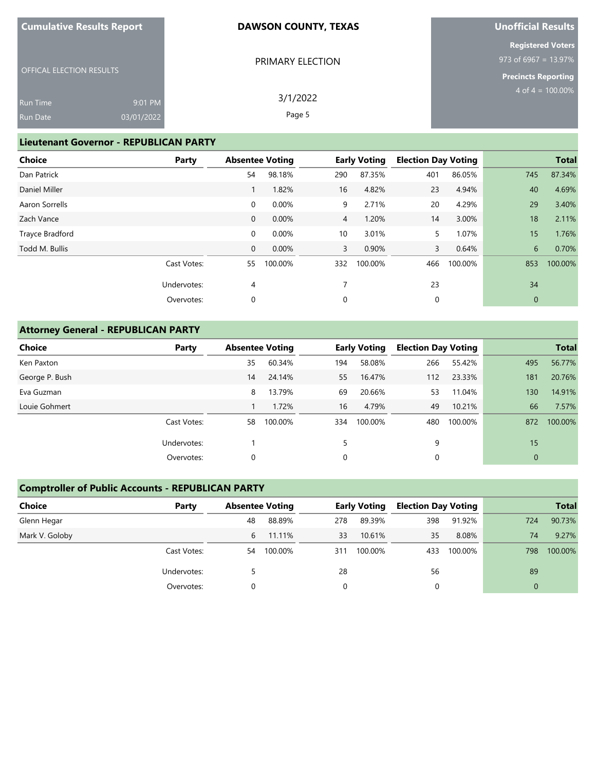Cumulative Results Report

OFFICAL ELECTION RESULTS

Run Time 9:01 PM
Run Date 03/01/2022

**DAWSON COUNTY, TEXAS**

PRIMARY ELECTION

3/1/2022

**Unofficial Results**

**Registered Voters**
973 of 6967 = 13.97%

**Precincts Reporting**
4 of 4 = 100.00%

## Lieutenant Governor - REPUBLICAN PARTY

| Choice | Party | Absentee Voting | | Early Voting | | Election Day Voting | | Total | |
|---|---|---|---|---|---|---|---|---|---|
| Dan Patrick | | 54 | 98.18% | 290 | 87.35% | 401 | 86.05% | 745 | 87.34% |
| Daniel Miller | | 1 | 1.82% | 16 | 4.82% | 23 | 4.94% | 40 | 4.69% |
| Aaron Sorrells | | 0 | 0.00% | 9 | 2.71% | 20 | 4.29% | 29 | 3.40% |
| Zach Vance | | 0 | 0.00% | 4 | 1.20% | 14 | 3.00% | 18 | 2.11% |
| Trayce Bradford | | 0 | 0.00% | 10 | 3.01% | 5 | 1.07% | 15 | 1.76% |
| Todd M. Bullis | | 0 | 0.00% | 3 | 0.90% | 3 | 0.64% | 6 | 0.70% |
| | Cast Votes: | 55 | 100.00% | 332 | 100.00% | 466 | 100.00% | 853 | 100.00% |
| | Undervotes: | 4 | | 7 | | 23 | | 34 | |
| | Overvotes: | 0 | | 0 | | 0 | | 0 | |

## Attorney General - REPUBLICAN PARTY

| Choice | Party | Absentee Voting | | Early Voting | | Election Day Voting | | Total | |
|---|---|---|---|---|---|---|---|---|---|
| Ken Paxton | | 35 | 60.34% | 194 | 58.08% | 266 | 55.42% | 495 | 56.77% |
| George P. Bush | | 14 | 24.14% | 55 | 16.47% | 112 | 23.33% | 181 | 20.76% |
| Eva Guzman | | 8 | 13.79% | 69 | 20.66% | 53 | 11.04% | 130 | 14.91% |
| Louie Gohmert | | 1 | 1.72% | 16 | 4.79% | 49 | 10.21% | 66 | 7.57% |
| | Cast Votes: | 58 | 100.00% | 334 | 100.00% | 480 | 100.00% | 872 | 100.00% |
| | Undervotes: | 1 | | 5 | | 9 | | 15 | |
| | Overvotes: | 0 | | 0 | | 0 | | 0 | |

## Comptroller of Public Accounts - REPUBLICAN PARTY

| Choice | Party | Absentee Voting | | Early Voting | | Election Day Voting | | Total | |
|---|---|---|---|---|---|---|---|---|---|
| Glenn Hegar | | 48 | 88.89% | 278 | 89.39% | 398 | 91.92% | 724 | 90.73% |
| Mark V. Goloby | | 6 | 11.11% | 33 | 10.61% | 35 | 8.08% | 74 | 9.27% |
| | Cast Votes: | 54 | 100.00% | 311 | 100.00% | 433 | 100.00% | 798 | 100.00% |
| | Undervotes: | 5 | | 28 | | 56 | | 89 | |
| | Overvotes: | 0 | | 0 | | 0 | | 0 | |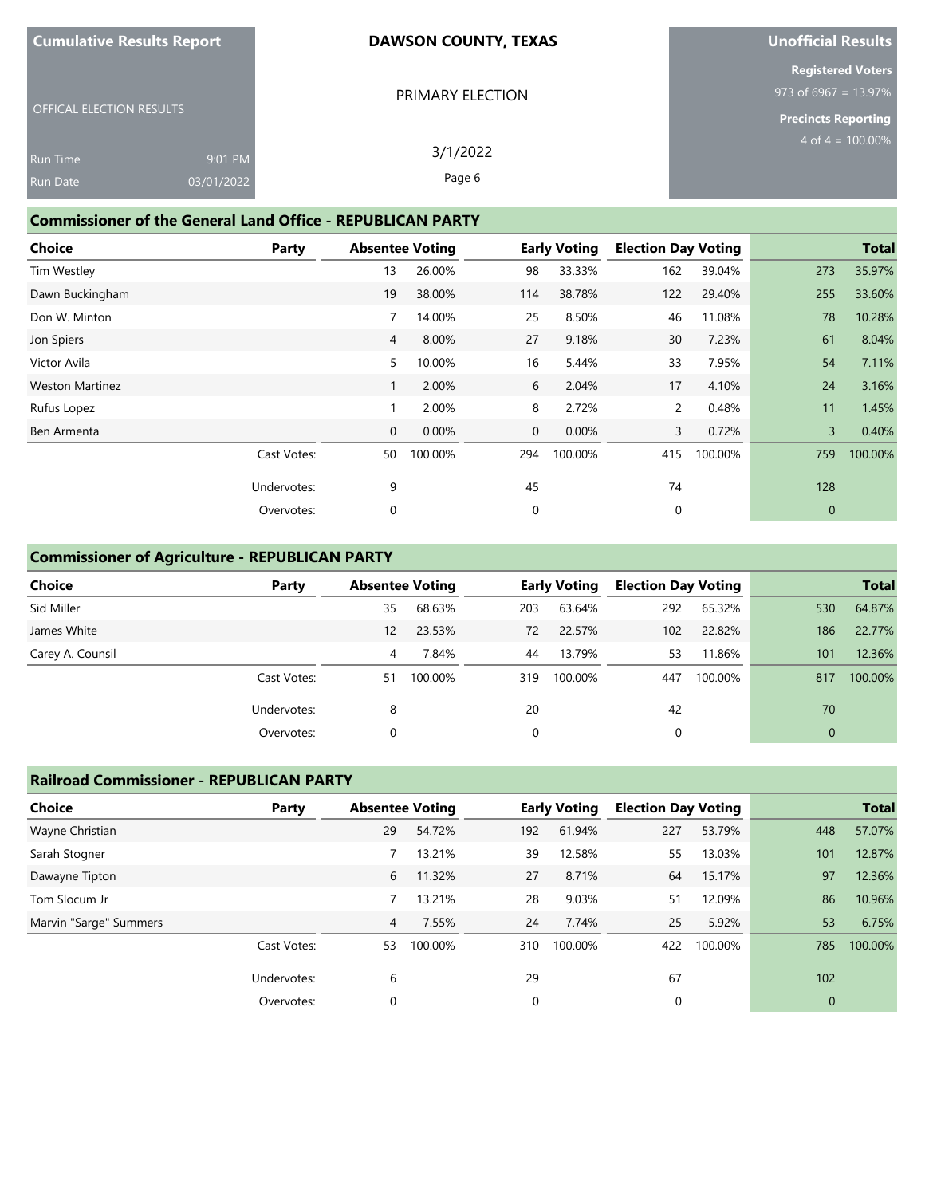**Cumulative Results Report**

OFFICAL ELECTION RESULTS

Run Time 9:01 PM
Run Date 03/01/2022

**DAWSON COUNTY, TEXAS**

PRIMARY ELECTION

3/1/2022

**Unofficial Results**

**Registered Voters**
973 of 6967 = 13.97%

**Precincts Reporting**
4 of 4 = 100.00%

## Commissioner of the General Land Office - REPUBLICAN PARTY

| Choice | Party | Absentee Voting | | Early Voting | | Election Day Voting | | Total | |
|---|---|---|---|---|---|---|---|---|---|
| Tim Westley | | 13 | 26.00% | 98 | 33.33% | 162 | 39.04% | 273 | 35.97% |
| Dawn Buckingham | | 19 | 38.00% | 114 | 38.78% | 122 | 29.40% | 255 | 33.60% |
| Don W. Minton | | 7 | 14.00% | 25 | 8.50% | 46 | 11.08% | 78 | 10.28% |
| Jon Spiers | | 4 | 8.00% | 27 | 9.18% | 30 | 7.23% | 61 | 8.04% |
| Victor Avila | | 5 | 10.00% | 16 | 5.44% | 33 | 7.95% | 54 | 7.11% |
| Weston Martinez | | 1 | 2.00% | 6 | 2.04% | 17 | 4.10% | 24 | 3.16% |
| Rufus Lopez | | 1 | 2.00% | 8 | 2.72% | 2 | 0.48% | 11 | 1.45% |
| Ben Armenta | | 0 | 0.00% | 0 | 0.00% | 3 | 0.72% | 3 | 0.40% |
| | Cast Votes: | 50 | 100.00% | 294 | 100.00% | 415 | 100.00% | 759 | 100.00% |
| | Undervotes: | 9 | | 45 | | 74 | | 128 | |
| | Overvotes: | 0 | | 0 | | 0 | | 0 | |

## Commissioner of Agriculture - REPUBLICAN PARTY

| Choice | Party | Absentee Voting | | Early Voting | | Election Day Voting | | Total | |
|---|---|---|---|---|---|---|---|---|---|
| Sid Miller | | 35 | 68.63% | 203 | 63.64% | 292 | 65.32% | 530 | 64.87% |
| James White | | 12 | 23.53% | 72 | 22.57% | 102 | 22.82% | 186 | 22.77% |
| Carey A. Counsil | | 4 | 7.84% | 44 | 13.79% | 53 | 11.86% | 101 | 12.36% |
| | Cast Votes: | 51 | 100.00% | 319 | 100.00% | 447 | 100.00% | 817 | 100.00% |
| | Undervotes: | 8 | | 20 | | 42 | | 70 | |
| | Overvotes: | 0 | | 0 | | 0 | | 0 | |

## Railroad Commissioner - REPUBLICAN PARTY

| Choice | Party | Absentee Voting | | Early Voting | | Election Day Voting | | Total | |
|---|---|---|---|---|---|---|---|---|---|
| Wayne Christian | | 29 | 54.72% | 192 | 61.94% | 227 | 53.79% | 448 | 57.07% |
| Sarah Stogner | | 7 | 13.21% | 39 | 12.58% | 55 | 13.03% | 101 | 12.87% |
| Dawayne Tipton | | 6 | 11.32% | 27 | 8.71% | 64 | 15.17% | 97 | 12.36% |
| Tom Slocum Jr | | 7 | 13.21% | 28 | 9.03% | 51 | 12.09% | 86 | 10.96% |
| Marvin "Sarge" Summers | | 4 | 7.55% | 24 | 7.74% | 25 | 5.92% | 53 | 6.75% |
| | Cast Votes: | 53 | 100.00% | 310 | 100.00% | 422 | 100.00% | 785 | 100.00% |
| | Undervotes: | 6 | | 29 | | 67 | | 102 | |
| | Overvotes: | 0 | | 0 | | 0 | | 0 | |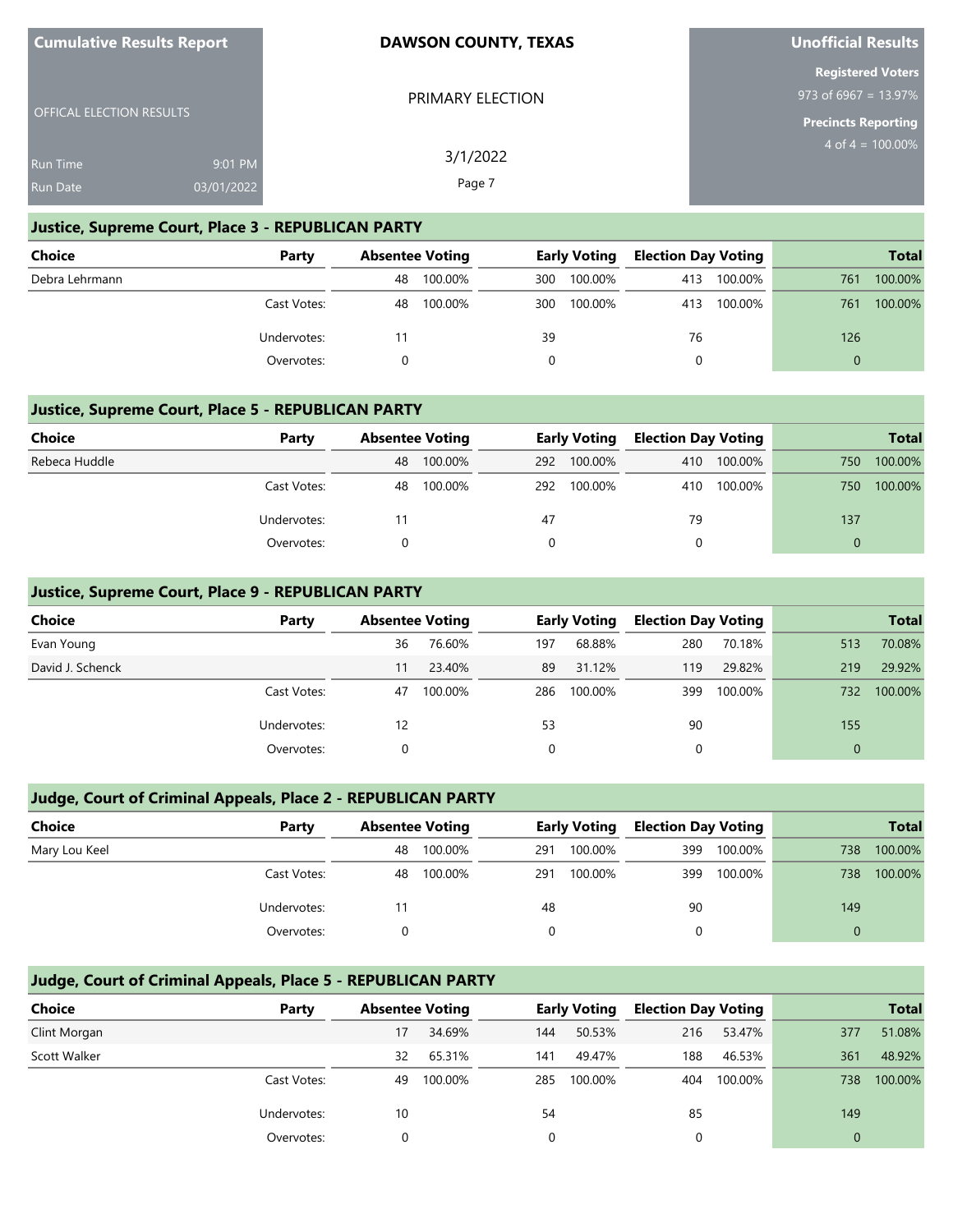Cumulative Results Report

OFFICAL ELECTION RESULTS

Run Time 9:01 PM
Run Date 03/01/2022

**DAWSON COUNTY, TEXAS**

PRIMARY ELECTION

3/1/2022

**Unofficial Results**

**Registered Voters**
973 of 6967 = 13.97%

**Precincts Reporting**
4 of 4 = 100.00%

## Justice, Supreme Court, Place 3 - REPUBLICAN PARTY

| Choice | Party | Absentee Voting | | Early Voting | | Election Day Voting | | Total | |
|---|---|---|---|---|---|---|---|---|---|
| Debra Lehrmann | | 48 | 100.00% | 300 | 100.00% | 413 | 100.00% | 761 | 100.00% |
| | Cast Votes: | 48 | 100.00% | 300 | 100.00% | 413 | 100.00% | 761 | 100.00% |
| | Undervotes: | 11 | | 39 | | 76 | | 126 | |
| | Overvotes: | 0 | | 0 | | 0 | | 0 | |

## Justice, Supreme Court, Place 5 - REPUBLICAN PARTY

| Choice | Party | Absentee Voting | | Early Voting | | Election Day Voting | | Total | |
|---|---|---|---|---|---|---|---|---|---|
| Rebeca Huddle | | 48 | 100.00% | 292 | 100.00% | 410 | 100.00% | 750 | 100.00% |
| | Cast Votes: | 48 | 100.00% | 292 | 100.00% | 410 | 100.00% | 750 | 100.00% |
| | Undervotes: | 11 | | 47 | | 79 | | 137 | |
| | Overvotes: | 0 | | 0 | | 0 | | 0 | |

## Justice, Supreme Court, Place 9 - REPUBLICAN PARTY

| Choice | Party | Absentee Voting | | Early Voting | | Election Day Voting | | Total | |
|---|---|---|---|---|---|---|---|---|---|
| Evan Young | | 36 | 76.60% | 197 | 68.88% | 280 | 70.18% | 513 | 70.08% |
| David J. Schenck | | 11 | 23.40% | 89 | 31.12% | 119 | 29.82% | 219 | 29.92% |
| | Cast Votes: | 47 | 100.00% | 286 | 100.00% | 399 | 100.00% | 732 | 100.00% |
| | Undervotes: | 12 | | 53 | | 90 | | 155 | |
| | Overvotes: | 0 | | 0 | | 0 | | 0 | |

## Judge, Court of Criminal Appeals, Place 2 - REPUBLICAN PARTY

| Choice | Party | Absentee Voting | | Early Voting | | Election Day Voting | | Total | |
|---|---|---|---|---|---|---|---|---|---|
| Mary Lou Keel | | 48 | 100.00% | 291 | 100.00% | 399 | 100.00% | 738 | 100.00% |
| | Cast Votes: | 48 | 100.00% | 291 | 100.00% | 399 | 100.00% | 738 | 100.00% |
| | Undervotes: | 11 | | 48 | | 90 | | 149 | |
| | Overvotes: | 0 | | 0 | | 0 | | 0 | |

## Judge, Court of Criminal Appeals, Place 5 - REPUBLICAN PARTY

| Choice | Party | Absentee Voting | | Early Voting | | Election Day Voting | | Total | |
|---|---|---|---|---|---|---|---|---|---|
| Clint Morgan | | 17 | 34.69% | 144 | 50.53% | 216 | 53.47% | 377 | 51.08% |
| Scott Walker | | 32 | 65.31% | 141 | 49.47% | 188 | 46.53% | 361 | 48.92% |
| | Cast Votes: | 49 | 100.00% | 285 | 100.00% | 404 | 100.00% | 738 | 100.00% |
| | Undervotes: | 10 | | 54 | | 85 | | 149 | |
| | Overvotes: | 0 | | 0 | | 0 | | 0 | |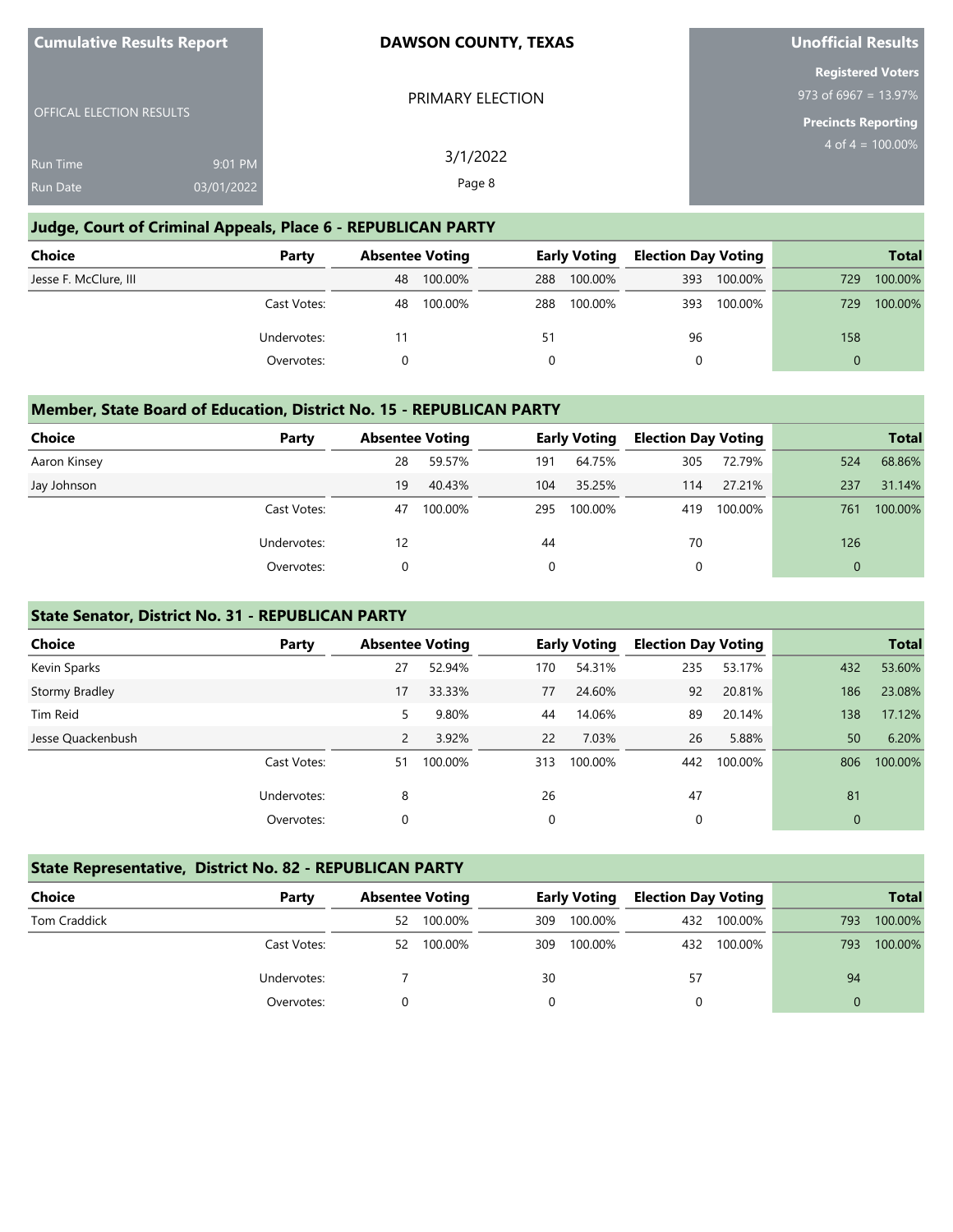Cumulative Results Report

OFFICAL ELECTION RESULTS

Run Time 9:01 PM
Run Date 03/01/2022

**DAWSON COUNTY, TEXAS**

PRIMARY ELECTION

3/1/2022

**Unofficial Results**

**Registered Voters**
973 of 6967 = 13.97%

**Precincts Reporting**
4 of 4 = 100.00%

## Judge, Court of Criminal Appeals, Place 6 - REPUBLICAN PARTY

| Choice | Party | Absentee Voting | | Early Voting | | Election Day Voting | | Total | |
|---|---|---|---|---|---|---|---|---|---|
| Jesse F. McClure, III | | 48 | 100.00% | 288 | 100.00% | 393 | 100.00% | 729 | 100.00% |
| | Cast Votes: | 48 | 100.00% | 288 | 100.00% | 393 | 100.00% | 729 | 100.00% |
| | Undervotes: | 11 | | 51 | | 96 | | 158 | |
| | Overvotes: | 0 | | 0 | | 0 | | 0 | |

## Member, State Board of Education, District No. 15 - REPUBLICAN PARTY

| Choice | Party | Absentee Voting | | Early Voting | | Election Day Voting | | Total | |
|---|---|---|---|---|---|---|---|---|---|
| Aaron Kinsey | | 28 | 59.57% | 191 | 64.75% | 305 | 72.79% | 524 | 68.86% |
| Jay Johnson | | 19 | 40.43% | 104 | 35.25% | 114 | 27.21% | 237 | 31.14% |
| | Cast Votes: | 47 | 100.00% | 295 | 100.00% | 419 | 100.00% | 761 | 100.00% |
| | Undervotes: | 12 | | 44 | | 70 | | 126 | |
| | Overvotes: | 0 | | 0 | | 0 | | 0 | |

## State Senator, District No. 31 - REPUBLICAN PARTY

| Choice | Party | Absentee Voting | | Early Voting | | Election Day Voting | | Total | |
|---|---|---|---|---|---|---|---|---|---|
| Kevin Sparks | | 27 | 52.94% | 170 | 54.31% | 235 | 53.17% | 432 | 53.60% |
| Stormy Bradley | | 17 | 33.33% | 77 | 24.60% | 92 | 20.81% | 186 | 23.08% |
| Tim Reid | | 5 | 9.80% | 44 | 14.06% | 89 | 20.14% | 138 | 17.12% |
| Jesse Quackenbush | | 2 | 3.92% | 22 | 7.03% | 26 | 5.88% | 50 | 6.20% |
| | Cast Votes: | 51 | 100.00% | 313 | 100.00% | 442 | 100.00% | 806 | 100.00% |
| | Undervotes: | 8 | | 26 | | 47 | | 81 | |
| | Overvotes: | 0 | | 0 | | 0 | | 0 | |

## State Representative, District No. 82 - REPUBLICAN PARTY

| Choice | Party | Absentee Voting | | Early Voting | | Election Day Voting | | Total | |
|---|---|---|---|---|---|---|---|---|---|
| Tom Craddick | | 52 | 100.00% | 309 | 100.00% | 432 | 100.00% | 793 | 100.00% |
| | Cast Votes: | 52 | 100.00% | 309 | 100.00% | 432 | 100.00% | 793 | 100.00% |
| | Undervotes: | 7 | | 30 | | 57 | | 94 | |
| | Overvotes: | 0 | | 0 | | 0 | | 0 | |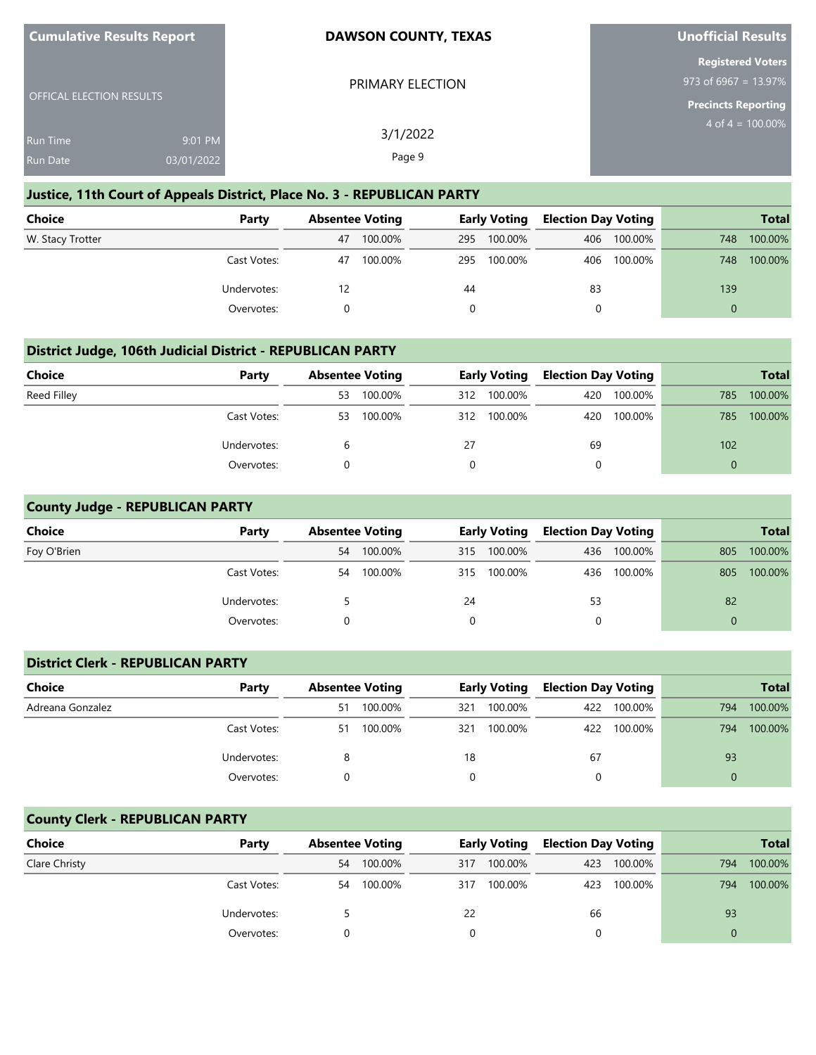Cumulative Results Report

OFFICAL ELECTION RESULTS

Run Time 9:01 PM
Run Date 03/01/2022

**DAWSON COUNTY, TEXAS**

PRIMARY ELECTION

3/1/2022

**Unofficial Results**

**Registered Voters**
973 of 6967 = 13.97%

**Precincts Reporting**
4 of 4 = 100.00%

## Justice, 11th Court of Appeals District, Place No. 3 - REPUBLICAN PARTY

| Choice | Party | Absentee Voting | | Early Voting | | Election Day Voting | | Total | |
|---|---|---|---|---|---|---|---|---|---|
| W. Stacy Trotter | | 47 | 100.00% | 295 | 100.00% | 406 | 100.00% | 748 | 100.00% |
| | Cast Votes: | 47 | 100.00% | 295 | 100.00% | 406 | 100.00% | 748 | 100.00% |
| | Undervotes: | 12 | | 44 | | 83 | | 139 | |
| | Overvotes: | 0 | | 0 | | 0 | | 0 | |

## District Judge, 106th Judicial District - REPUBLICAN PARTY

| Choice | Party | Absentee Voting | | Early Voting | | Election Day Voting | | Total | |
|---|---|---|---|---|---|---|---|---|---|
| Reed Filley | | 53 | 100.00% | 312 | 100.00% | 420 | 100.00% | 785 | 100.00% |
| | Cast Votes: | 53 | 100.00% | 312 | 100.00% | 420 | 100.00% | 785 | 100.00% |
| | Undervotes: | 6 | | 27 | | 69 | | 102 | |
| | Overvotes: | 0 | | 0 | | 0 | | 0 | |

## County Judge - REPUBLICAN PARTY

| Choice | Party | Absentee Voting | | Early Voting | | Election Day Voting | | Total | |
|---|---|---|---|---|---|---|---|---|---|
| Foy O'Brien | | 54 | 100.00% | 315 | 100.00% | 436 | 100.00% | 805 | 100.00% |
| | Cast Votes: | 54 | 100.00% | 315 | 100.00% | 436 | 100.00% | 805 | 100.00% |
| | Undervotes: | 5 | | 24 | | 53 | | 82 | |
| | Overvotes: | 0 | | 0 | | 0 | | 0 | |

## District Clerk - REPUBLICAN PARTY

| Choice | Party | Absentee Voting | | Early Voting | | Election Day Voting | | Total | |
|---|---|---|---|---|---|---|---|---|---|
| Adreana Gonzalez | | 51 | 100.00% | 321 | 100.00% | 422 | 100.00% | 794 | 100.00% |
| | Cast Votes: | 51 | 100.00% | 321 | 100.00% | 422 | 100.00% | 794 | 100.00% |
| | Undervotes: | 8 | | 18 | | 67 | | 93 | |
| | Overvotes: | 0 | | 0 | | 0 | | 0 | |

## County Clerk - REPUBLICAN PARTY

| Choice | Party | Absentee Voting | | Early Voting | | Election Day Voting | | Total | |
|---|---|---|---|---|---|---|---|---|---|
| Clare Christy | | 54 | 100.00% | 317 | 100.00% | 423 | 100.00% | 794 | 100.00% |
| | Cast Votes: | 54 | 100.00% | 317 | 100.00% | 423 | 100.00% | 794 | 100.00% |
| | Undervotes: | 5 | | 22 | | 66 | | 93 | |
| | Overvotes: | 0 | | 0 | | 0 | | 0 | |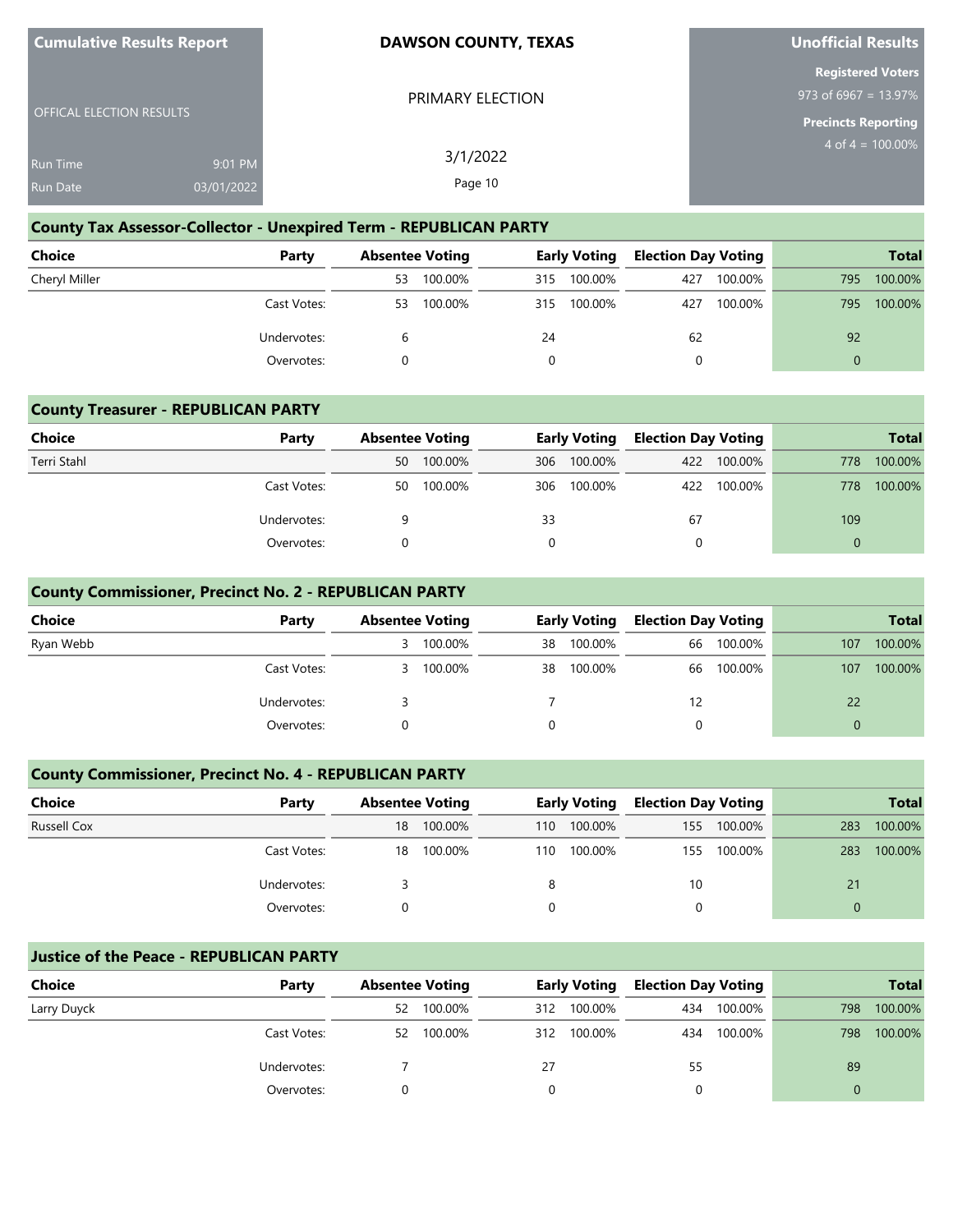**Cumulative Results Report**

OFFICAL ELECTION RESULTS

Run Time 9:01 PM
Run Date 03/01/2022

**DAWSON COUNTY, TEXAS**

PRIMARY ELECTION

3/1/2022

**Unofficial Results**

**Registered Voters**
973 of 6967 = 13.97%

**Precincts Reporting**
4 of 4 = 100.00%

## County Tax Assessor-Collector - Unexpired Term - REPUBLICAN PARTY

| Choice | Party | Absentee Voting | | Early Voting | | Election Day Voting | | Total | |
|---|---|---|---|---|---|---|---|---|---|
| Cheryl Miller | | 53 | 100.00% | 315 | 100.00% | 427 | 100.00% | 795 | 100.00% |
| | Cast Votes: | 53 | 100.00% | 315 | 100.00% | 427 | 100.00% | 795 | 100.00% |
| | Undervotes: | 6 | | 24 | | 62 | | 92 | |
| | Overvotes: | 0 | | 0 | | 0 | | 0 | |

## County Treasurer - REPUBLICAN PARTY

| Choice | Party | Absentee Voting | | Early Voting | | Election Day Voting | | Total | |
|---|---|---|---|---|---|---|---|---|---|
| Terri Stahl | | 50 | 100.00% | 306 | 100.00% | 422 | 100.00% | 778 | 100.00% |
| | Cast Votes: | 50 | 100.00% | 306 | 100.00% | 422 | 100.00% | 778 | 100.00% |
| | Undervotes: | 9 | | 33 | | 67 | | 109 | |
| | Overvotes: | 0 | | 0 | | 0 | | 0 | |

## County Commissioner, Precinct No. 2 - REPUBLICAN PARTY

| Choice | Party | Absentee Voting | | Early Voting | | Election Day Voting | | Total | |
|---|---|---|---|---|---|---|---|---|---|
| Ryan Webb | | 3 | 100.00% | 38 | 100.00% | 66 | 100.00% | 107 | 100.00% |
| | Cast Votes: | 3 | 100.00% | 38 | 100.00% | 66 | 100.00% | 107 | 100.00% |
| | Undervotes: | 3 | | 7 | | 12 | | 22 | |
| | Overvotes: | 0 | | 0 | | 0 | | 0 | |

## County Commissioner, Precinct No. 4 - REPUBLICAN PARTY

| Choice | Party | Absentee Voting | | Early Voting | | Election Day Voting | | Total | |
|---|---|---|---|---|---|---|---|---|---|
| Russell Cox | | 18 | 100.00% | 110 | 100.00% | 155 | 100.00% | 283 | 100.00% |
| | Cast Votes: | 18 | 100.00% | 110 | 100.00% | 155 | 100.00% | 283 | 100.00% |
| | Undervotes: | 3 | | 8 | | 10 | | 21 | |
| | Overvotes: | 0 | | 0 | | 0 | | 0 | |

## Justice of the Peace - REPUBLICAN PARTY

| Choice | Party | Absentee Voting | | Early Voting | | Election Day Voting | | Total | |
|---|---|---|---|---|---|---|---|---|---|
| Larry Duyck | | 52 | 100.00% | 312 | 100.00% | 434 | 100.00% | 798 | 100.00% |
| | Cast Votes: | 52 | 100.00% | 312 | 100.00% | 434 | 100.00% | 798 | 100.00% |
| | Undervotes: | 7 | | 27 | | 55 | | 89 | |
| | Overvotes: | 0 | | 0 | | 0 | | 0 | |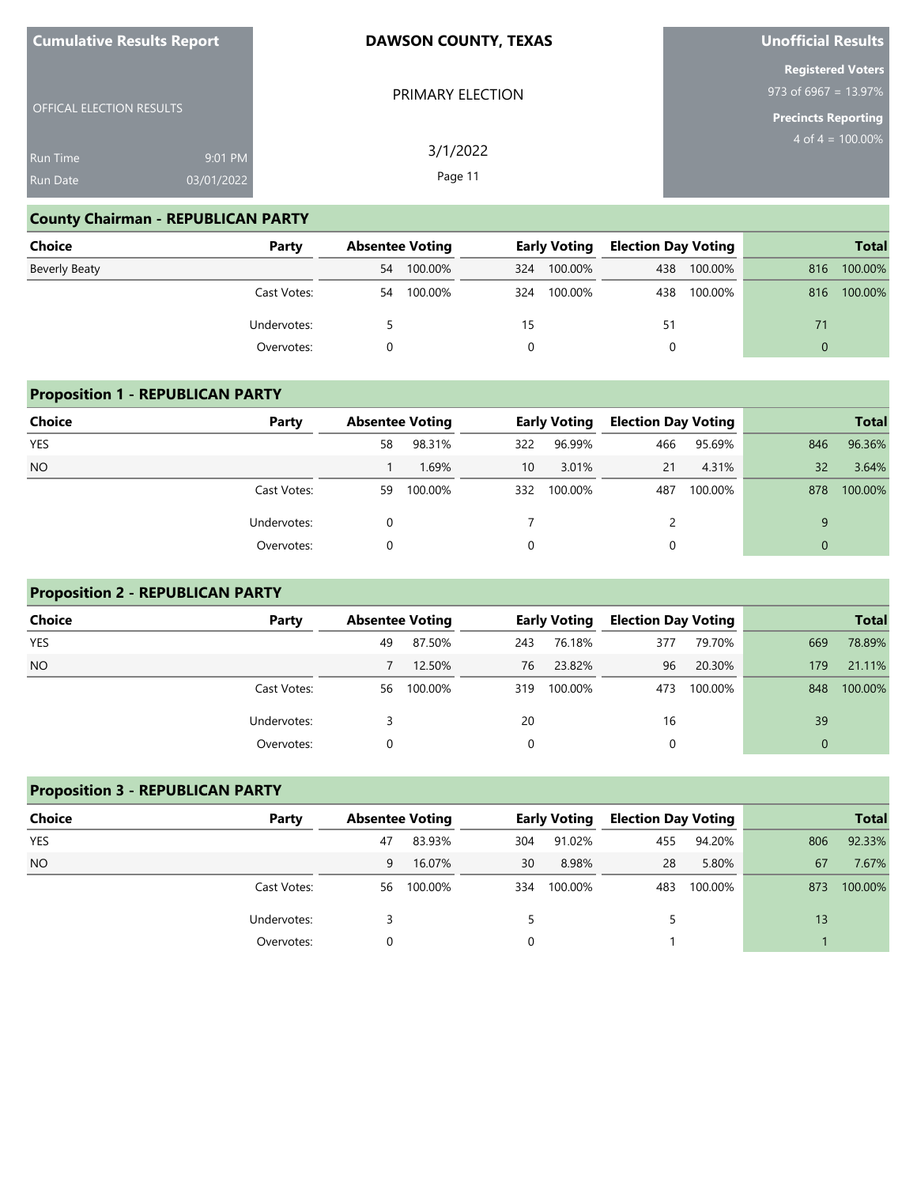**Cumulative Results Report**

OFFICAL ELECTION RESULTS

Run Time 9:01 PM
Run Date 03/01/2022

**DAWSON COUNTY, TEXAS**

PRIMARY ELECTION

3/1/2022

**Unofficial Results**

**Registered Voters**
973 of 6967 = 13.97%

**Precincts Reporting**
4 of 4 = 100.00%

## County Chairman - REPUBLICAN PARTY

| Choice | Party | Absentee Voting | | Early Voting | | Election Day Voting | | Total | |
|---|---|---|---|---|---|---|---|---|---|
| Beverly Beaty | | 54 | 100.00% | 324 | 100.00% | 438 | 100.00% | 816 | 100.00% |
| | Cast Votes: | 54 | 100.00% | 324 | 100.00% | 438 | 100.00% | 816 | 100.00% |
| | Undervotes: | 5 | | 15 | | 51 | | 71 | |
| | Overvotes: | 0 | | 0 | | 0 | | 0 | |

## Proposition 1 - REPUBLICAN PARTY

| Choice | Party | Absentee Voting | | Early Voting | | Election Day Voting | | Total | |
|---|---|---|---|---|---|---|---|---|---|
| YES | | 58 | 98.31% | 322 | 96.99% | 466 | 95.69% | 846 | 96.36% |
| NO | | 1 | 1.69% | 10 | 3.01% | 21 | 4.31% | 32 | 3.64% |
| | Cast Votes: | 59 | 100.00% | 332 | 100.00% | 487 | 100.00% | 878 | 100.00% |
| | Undervotes: | 0 | | 7 | | 2 | | 9 | |
| | Overvotes: | 0 | | 0 | | 0 | | 0 | |

## Proposition 2 - REPUBLICAN PARTY

| Choice | Party | Absentee Voting | | Early Voting | | Election Day Voting | | Total | |
|---|---|---|---|---|---|---|---|---|---|
| YES | | 49 | 87.50% | 243 | 76.18% | 377 | 79.70% | 669 | 78.89% |
| NO | | 7 | 12.50% | 76 | 23.82% | 96 | 20.30% | 179 | 21.11% |
| | Cast Votes: | 56 | 100.00% | 319 | 100.00% | 473 | 100.00% | 848 | 100.00% |
| | Undervotes: | 3 | | 20 | | 16 | | 39 | |
| | Overvotes: | 0 | | 0 | | 0 | | 0 | |

## Proposition 3 - REPUBLICAN PARTY

| Choice | Party | Absentee Voting | | Early Voting | | Election Day Voting | | Total | |
|---|---|---|---|---|---|---|---|---|---|
| YES | | 47 | 83.93% | 304 | 91.02% | 455 | 94.20% | 806 | 92.33% |
| NO | | 9 | 16.07% | 30 | 8.98% | 28 | 5.80% | 67 | 7.67% |
| | Cast Votes: | 56 | 100.00% | 334 | 100.00% | 483 | 100.00% | 873 | 100.00% |
| | Undervotes: | 3 | | 5 | | 5 | | 13 | |
| | Overvotes: | 0 | | 0 | | 1 | | 1 | |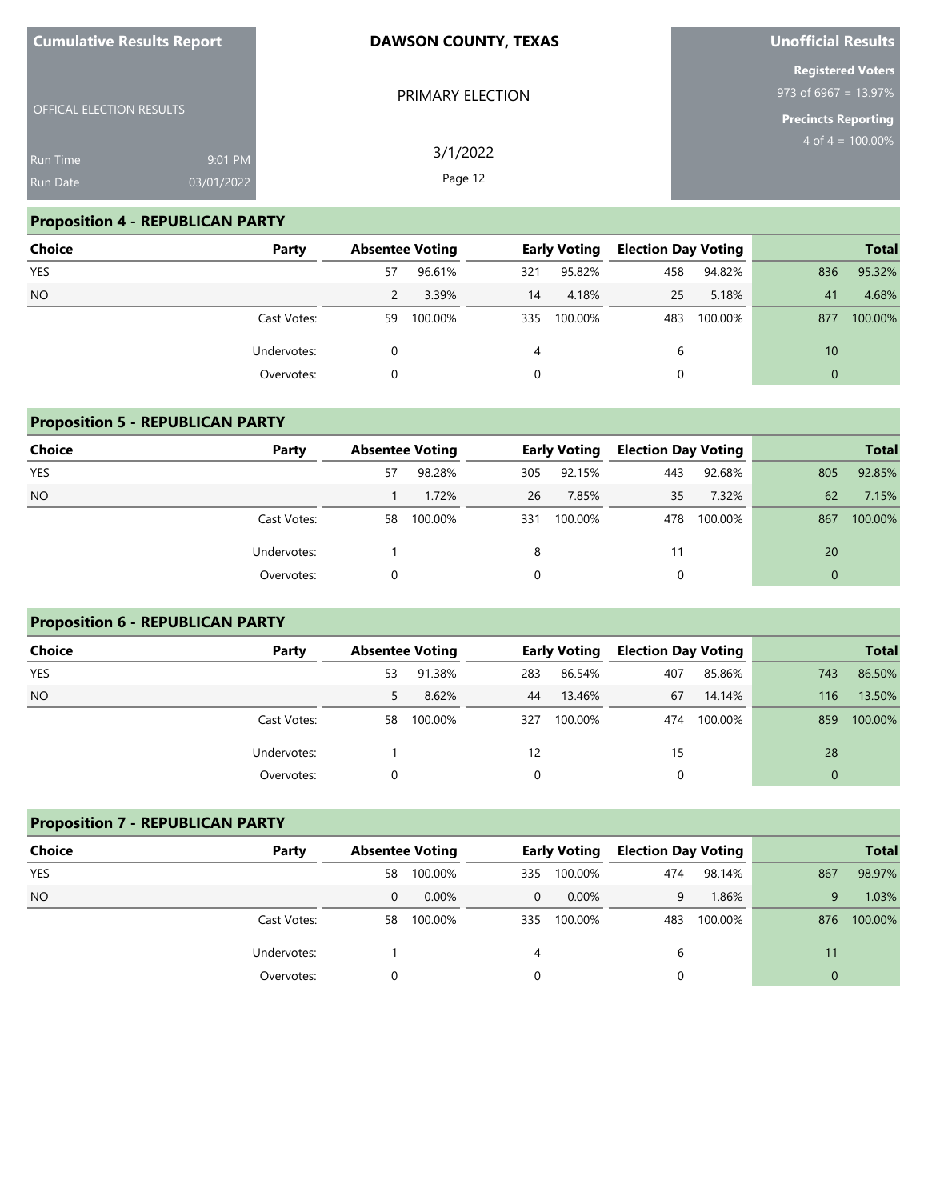**Cumulative Results Report**

OFFICAL ELECTION RESULTS

Run Time 9:01 PM
Run Date 03/01/2022

**DAWSON COUNTY, TEXAS**

PRIMARY ELECTION

3/1/2022

**Unofficial Results**

**Registered Voters**
973 of 6967 = 13.97%

**Precincts Reporting**
4 of 4 = 100.00%

## Proposition 4 - REPUBLICAN PARTY

| Choice | Party | Absentee Voting | | Early Voting | | Election Day Voting | | Total | |
|---|---|---|---|---|---|---|---|---|---|
| YES | | 57 | 96.61% | 321 | 95.82% | 458 | 94.82% | 836 | 95.32% |
| NO | | 2 | 3.39% | 14 | 4.18% | 25 | 5.18% | 41 | 4.68% |
| | Cast Votes: | 59 | 100.00% | 335 | 100.00% | 483 | 100.00% | 877 | 100.00% |
| | Undervotes: | 0 | | 4 | | 6 | | 10 | |
| | Overvotes: | 0 | | 0 | | 0 | | 0 | |

## Proposition 5 - REPUBLICAN PARTY

| Choice | Party | Absentee Voting | | Early Voting | | Election Day Voting | | Total | |
|---|---|---|---|---|---|---|---|---|---|
| YES | | 57 | 98.28% | 305 | 92.15% | 443 | 92.68% | 805 | 92.85% |
| NO | | 1 | 1.72% | 26 | 7.85% | 35 | 7.32% | 62 | 7.15% |
| | Cast Votes: | 58 | 100.00% | 331 | 100.00% | 478 | 100.00% | 867 | 100.00% |
| | Undervotes: | 1 | | 8 | | 11 | | 20 | |
| | Overvotes: | 0 | | 0 | | 0 | | 0 | |

## Proposition 6 - REPUBLICAN PARTY

| Choice | Party | Absentee Voting | | Early Voting | | Election Day Voting | | Total | |
|---|---|---|---|---|---|---|---|---|---|
| YES | | 53 | 91.38% | 283 | 86.54% | 407 | 85.86% | 743 | 86.50% |
| NO | | 5 | 8.62% | 44 | 13.46% | 67 | 14.14% | 116 | 13.50% |
| | Cast Votes: | 58 | 100.00% | 327 | 100.00% | 474 | 100.00% | 859 | 100.00% |
| | Undervotes: | 1 | | 12 | | 15 | | 28 | |
| | Overvotes: | 0 | | 0 | | 0 | | 0 | |

## Proposition 7 - REPUBLICAN PARTY

| Choice | Party | Absentee Voting | | Early Voting | | Election Day Voting | | Total | |
|---|---|---|---|---|---|---|---|---|---|
| YES | | 58 | 100.00% | 335 | 100.00% | 474 | 98.14% | 867 | 98.97% |
| NO | | 0 | 0.00% | 0 | 0.00% | 9 | 1.86% | 9 | 1.03% |
| | Cast Votes: | 58 | 100.00% | 335 | 100.00% | 483 | 100.00% | 876 | 100.00% |
| | Undervotes: | 1 | | 4 | | 6 | | 11 | |
| | Overvotes: | 0 | | 0 | | 0 | | 0 | |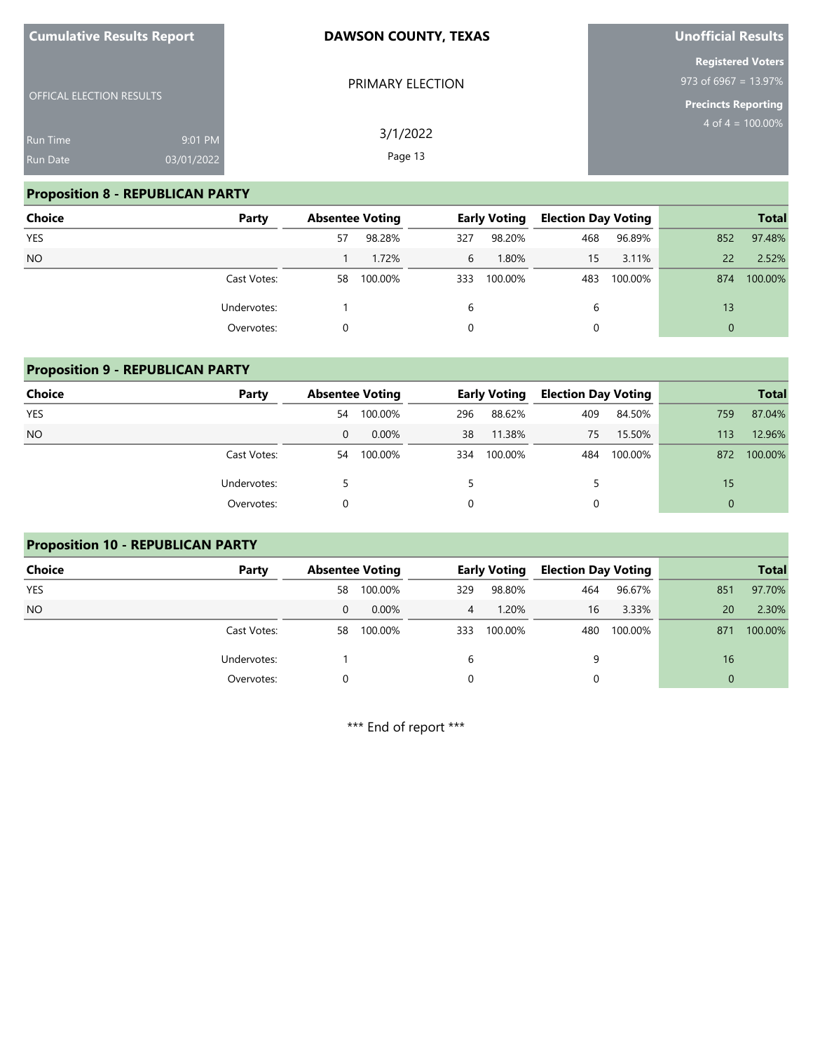Cumulative Results Report

OFFICAL ELECTION RESULTS

Run Time 9:01 PM
Run Date 03/01/2022

**DAWSON COUNTY, TEXAS**

PRIMARY ELECTION

3/1/2022

**Unofficial Results**

**Registered Voters**
973 of 6967 = 13.97%

**Precincts Reporting**
4 of 4 = 100.00%

## Proposition 8 - REPUBLICAN PARTY

| Choice | Party | Absentee Voting | | Early Voting | | Election Day Voting | | Total | |
|---|---|---|---|---|---|---|---|---|---|
| YES | | 57 | 98.28% | 327 | 98.20% | 468 | 96.89% | 852 | 97.48% |
| NO | | 1 | 1.72% | 6 | 1.80% | 15 | 3.11% | 22 | 2.52% |
| | Cast Votes: | 58 | 100.00% | 333 | 100.00% | 483 | 100.00% | 874 | 100.00% |
| | Undervotes: | 1 | | 6 | | 6 | | 13 | |
| | Overvotes: | 0 | | 0 | | 0 | | 0 | |

## Proposition 9 - REPUBLICAN PARTY

| Choice | Party | Absentee Voting | | Early Voting | | Election Day Voting | | Total | |
|---|---|---|---|---|---|---|---|---|---|
| YES | | 54 | 100.00% | 296 | 88.62% | 409 | 84.50% | 759 | 87.04% |
| NO | | 0 | 0.00% | 38 | 11.38% | 75 | 15.50% | 113 | 12.96% |
| | Cast Votes: | 54 | 100.00% | 334 | 100.00% | 484 | 100.00% | 872 | 100.00% |
| | Undervotes: | 5 | | 5 | | 5 | | 15 | |
| | Overvotes: | 0 | | 0 | | 0 | | 0 | |

## Proposition 10 - REPUBLICAN PARTY

| Choice | Party | Absentee Voting | | Early Voting | | Election Day Voting | | Total | |
|---|---|---|---|---|---|---|---|---|---|
| YES | | 58 | 100.00% | 329 | 98.80% | 464 | 96.67% | 851 | 97.70% |
| NO | | 0 | 0.00% | 4 | 1.20% | 16 | 3.33% | 20 | 2.30% |
| | Cast Votes: | 58 | 100.00% | 333 | 100.00% | 480 | 100.00% | 871 | 100.00% |
| | Undervotes: | 1 | | 6 | | 9 | | 16 | |
| | Overvotes: | 0 | | 0 | | 0 | | 0 | |

*** End of report ***